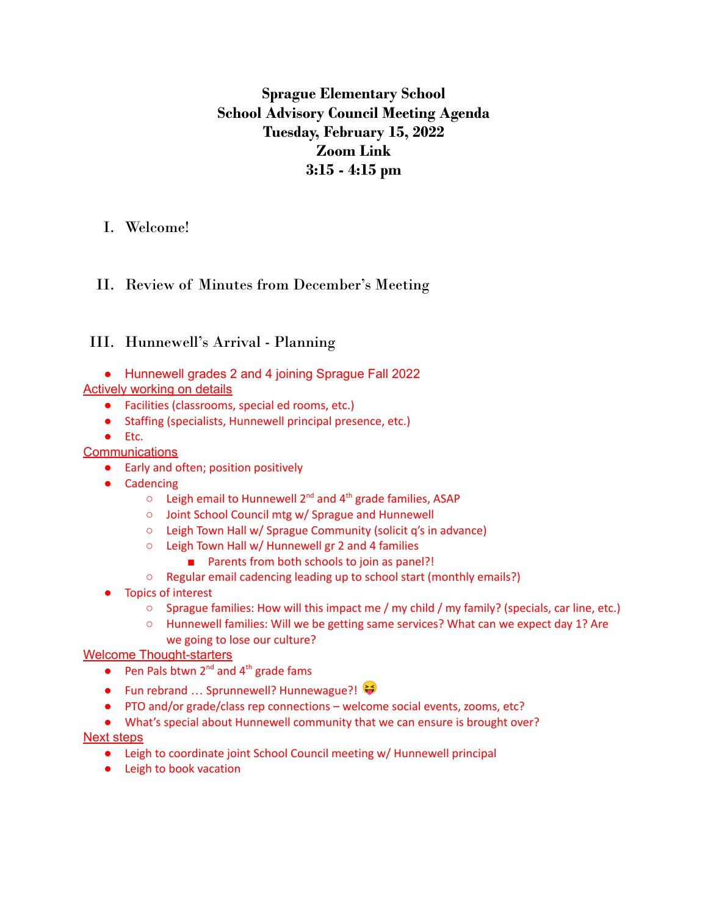**Sprague Elementary School**
**School Advisory Council Meeting Agenda**
**Tuesday, February 15, 2022**
**Zoom Link**
**3:15 - 4:15 pm**

I. Welcome!

II. Review of Minutes from December's Meeting

III. Hunnewell's Arrival - Planning

- Hunnewell grades 2 and 4 joining Sprague Fall 2022

Actively working on details

- Facilities (classrooms, special ed rooms, etc.)
- Staffing (specialists, Hunnewell principal presence, etc.)
- Etc.

Communications

- Early and often; position positively
- Cadencing
  - Leigh email to Hunnewell 2nd and 4th grade families, ASAP
  - Joint School Council mtg w/ Sprague and Hunnewell
  - Leigh Town Hall w/ Sprague Community (solicit q's in advance)
  - Leigh Town Hall w/ Hunnewell gr 2 and 4 families
    - Parents from both schools to join as panel?!
  - Regular email cadencing leading up to school start (monthly emails?)
- Topics of interest
  - Sprague families: How will this impact me / my child / my family? (specials, car line, etc.)
  - Hunnewell families: Will we be getting same services? What can we expect day 1? Are we going to lose our culture?

Welcome Thought-starters

- Pen Pals btwn 2nd and 4th grade fams
- Fun rebrand … Sprunnewell? Hunnewague?! 😝
- PTO and/or grade/class rep connections – welcome social events, zooms, etc?
- What's special about Hunnewell community that we can ensure is brought over?

Next steps

- Leigh to coordinate joint School Council meeting w/ Hunnewell principal
- Leigh to book vacation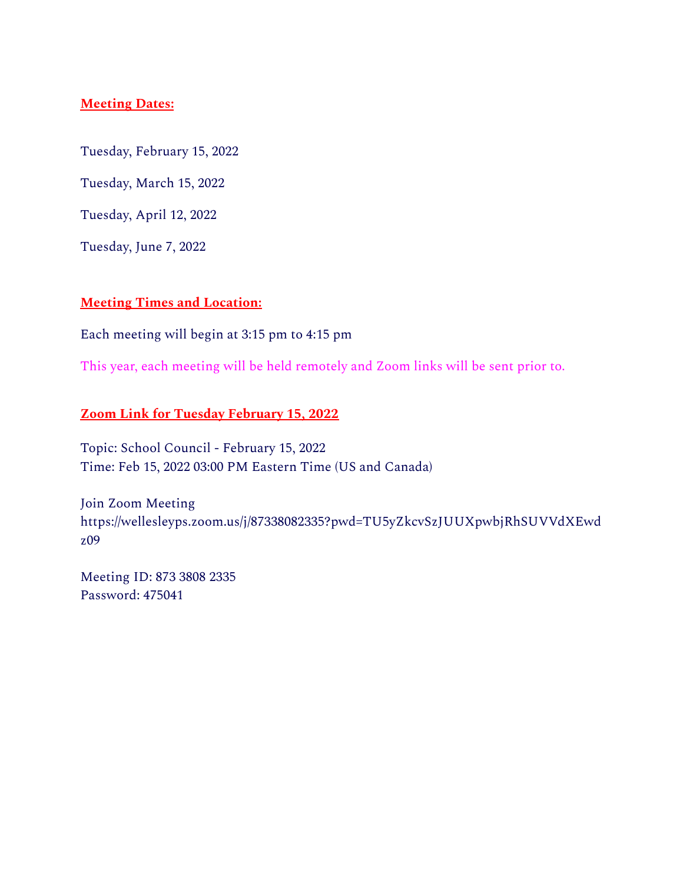**Meeting Dates:**

Tuesday, February 15, 2022

Tuesday, March 15, 2022

Tuesday, April 12, 2022

Tuesday, June 7, 2022

**Meeting Times and Location:**

Each meeting will begin at 3:15 pm to 4:15 pm

This year, each meeting will be held remotely and Zoom links will be sent prior to.

**Zoom Link for Tuesday February 15, 2022**

Topic: School Council - February 15, 2022
Time: Feb 15, 2022 03:00 PM Eastern Time (US and Canada)

Join Zoom Meeting
https://wellesleyps.zoom.us/j/87338082335?pwd=TU5yZkcvSzJUUXpwbjRhSUVVdXEwdz09

Meeting ID: 873 3808 2335
Password: 475041